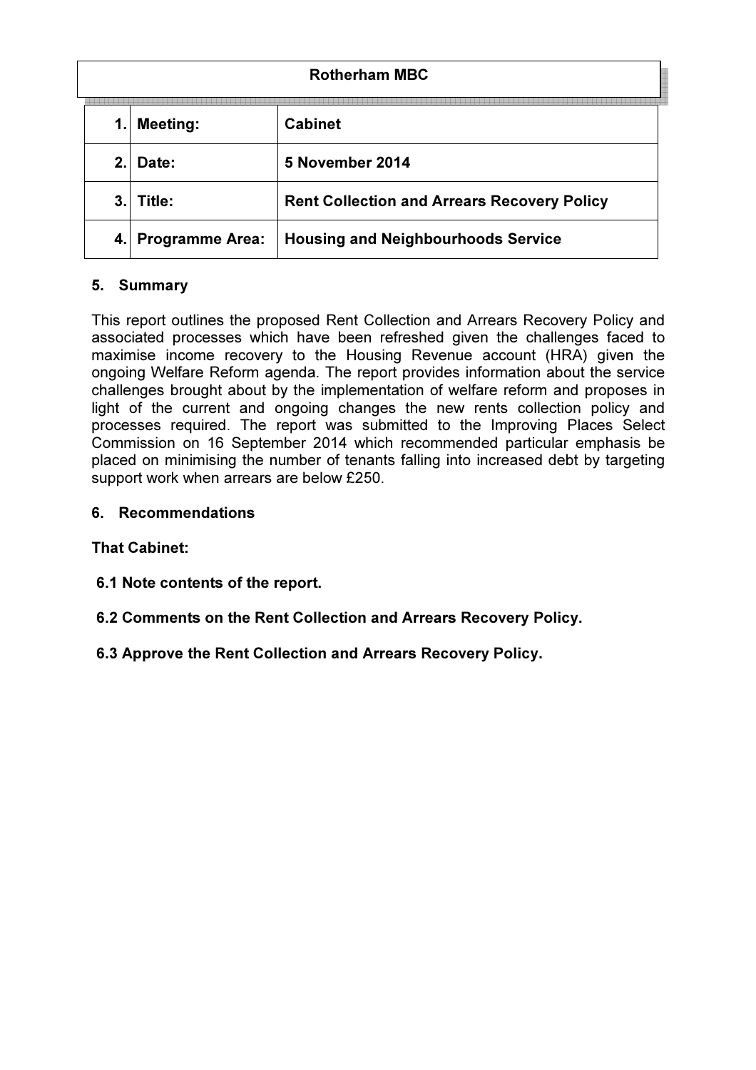| Rotherham MBC | | |
|---|---|---|
| 1. | **Meeting:** | **Cabinet** |
| 2. | **Date:** | **5 November 2014** |
| 3. | **Title:** | **Rent Collection and Arrears Recovery Policy** |
| 4. | **Programme Area:** | **Housing and Neighbourhoods Service** |

## 5. Summary

This report outlines the proposed Rent Collection and Arrears Recovery Policy and associated processes which have been refreshed given the challenges faced to maximise income recovery to the Housing Revenue account (HRA) given the ongoing Welfare Reform agenda. The report provides information about the service challenges brought about by the implementation of welfare reform and proposes in light of the current and ongoing changes the new rents collection policy and processes required. The report was submitted to the Improving Places Select Commission on 16 September 2014 which recommended particular emphasis be placed on minimising the number of tenants falling into increased debt by targeting support work when arrears are below £250.

## 6. Recommendations

**That Cabinet:**

**6.1 Note contents of the report.**

**6.2 Comments on the Rent Collection and Arrears Recovery Policy.**

**6.3 Approve the Rent Collection and Arrears Recovery Policy.**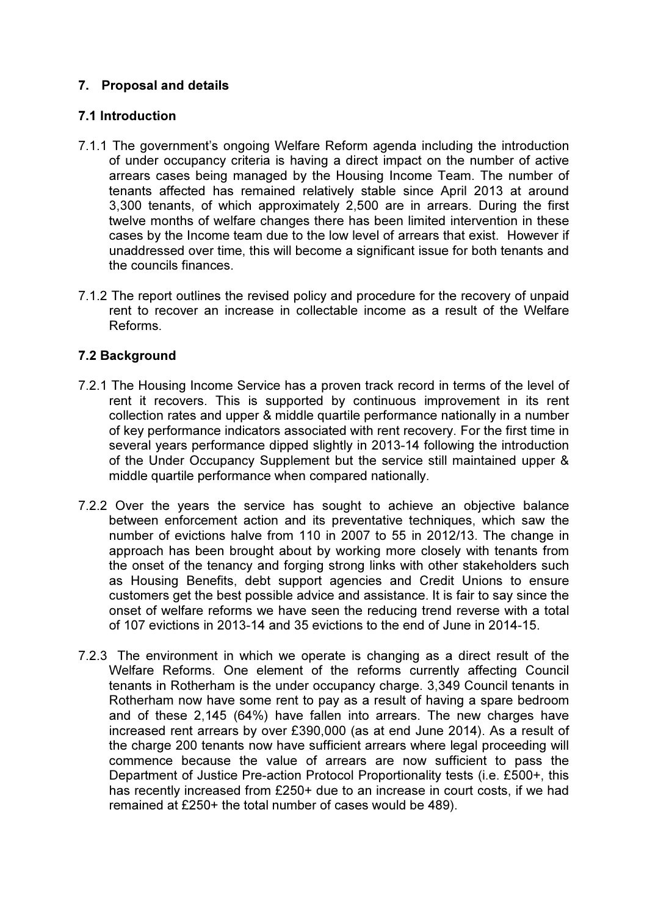## 7. Proposal and details

### 7.1 Introduction

7.1.1 The government's ongoing Welfare Reform agenda including the introduction of under occupancy criteria is having a direct impact on the number of active arrears cases being managed by the Housing Income Team. The number of tenants affected has remained relatively stable since April 2013 at around 3,300 tenants, of which approximately 2,500 are in arrears. During the first twelve months of welfare changes there has been limited intervention in these cases by the Income team due to the low level of arrears that exist. However if unaddressed over time, this will become a significant issue for both tenants and the councils finances.

7.1.2 The report outlines the revised policy and procedure for the recovery of unpaid rent to recover an increase in collectable income as a result of the Welfare Reforms.

### 7.2 Background

7.2.1 The Housing Income Service has a proven track record in terms of the level of rent it recovers. This is supported by continuous improvement in its rent collection rates and upper & middle quartile performance nationally in a number of key performance indicators associated with rent recovery. For the first time in several years performance dipped slightly in 2013-14 following the introduction of the Under Occupancy Supplement but the service still maintained upper & middle quartile performance when compared nationally.

7.2.2 Over the years the service has sought to achieve an objective balance between enforcement action and its preventative techniques, which saw the number of evictions halve from 110 in 2007 to 55 in 2012/13. The change in approach has been brought about by working more closely with tenants from the onset of the tenancy and forging strong links with other stakeholders such as Housing Benefits, debt support agencies and Credit Unions to ensure customers get the best possible advice and assistance. It is fair to say since the onset of welfare reforms we have seen the reducing trend reverse with a total of 107 evictions in 2013-14 and 35 evictions to the end of June in 2014-15.

7.2.3 The environment in which we operate is changing as a direct result of the Welfare Reforms. One element of the reforms currently affecting Council tenants in Rotherham is the under occupancy charge. 3,349 Council tenants in Rotherham now have some rent to pay as a result of having a spare bedroom and of these 2,145 (64%) have fallen into arrears. The new charges have increased rent arrears by over £390,000 (as at end June 2014). As a result of the charge 200 tenants now have sufficient arrears where legal proceeding will commence because the value of arrears are now sufficient to pass the Department of Justice Pre-action Protocol Proportionality tests (i.e. £500+, this has recently increased from £250+ due to an increase in court costs, if we had remained at £250+ the total number of cases would be 489).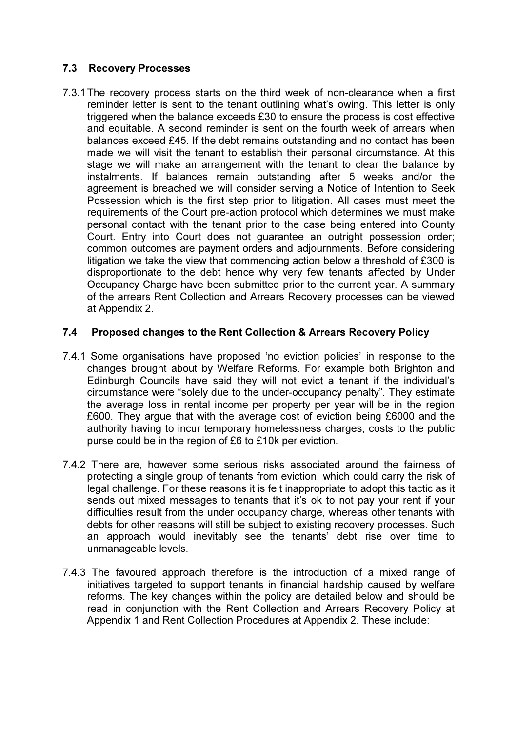### 7.3 Recovery Processes

7.3.1 The recovery process starts on the third week of non-clearance when a first reminder letter is sent to the tenant outlining what's owing. This letter is only triggered when the balance exceeds £30 to ensure the process is cost effective and equitable. A second reminder is sent on the fourth week of arrears when balances exceed £45. If the debt remains outstanding and no contact has been made we will visit the tenant to establish their personal circumstance. At this stage we will make an arrangement with the tenant to clear the balance by instalments. If balances remain outstanding after 5 weeks and/or the agreement is breached we will consider serving a Notice of Intention to Seek Possession which is the first step prior to litigation. All cases must meet the requirements of the Court pre-action protocol which determines we must make personal contact with the tenant prior to the case being entered into County Court. Entry into Court does not guarantee an outright possession order; common outcomes are payment orders and adjournments. Before considering litigation we take the view that commencing action below a threshold of £300 is disproportionate to the debt hence why very few tenants affected by Under Occupancy Charge have been submitted prior to the current year. A summary of the arrears Rent Collection and Arrears Recovery processes can be viewed at Appendix 2.

### 7.4 Proposed changes to the Rent Collection & Arrears Recovery Policy

7.4.1 Some organisations have proposed 'no eviction policies' in response to the changes brought about by Welfare Reforms. For example both Brighton and Edinburgh Councils have said they will not evict a tenant if the individual's circumstance were "solely due to the under-occupancy penalty". They estimate the average loss in rental income per property per year will be in the region £600. They argue that with the average cost of eviction being £6000 and the authority having to incur temporary homelessness charges, costs to the public purse could be in the region of £6 to £10k per eviction.

7.4.2 There are, however some serious risks associated around the fairness of protecting a single group of tenants from eviction, which could carry the risk of legal challenge. For these reasons it is felt inappropriate to adopt this tactic as it sends out mixed messages to tenants that it's ok to not pay your rent if your difficulties result from the under occupancy charge, whereas other tenants with debts for other reasons will still be subject to existing recovery processes. Such an approach would inevitably see the tenants' debt rise over time to unmanageable levels.

7.4.3 The favoured approach therefore is the introduction of a mixed range of initiatives targeted to support tenants in financial hardship caused by welfare reforms. The key changes within the policy are detailed below and should be read in conjunction with the Rent Collection and Arrears Recovery Policy at Appendix 1 and Rent Collection Procedures at Appendix 2. These include: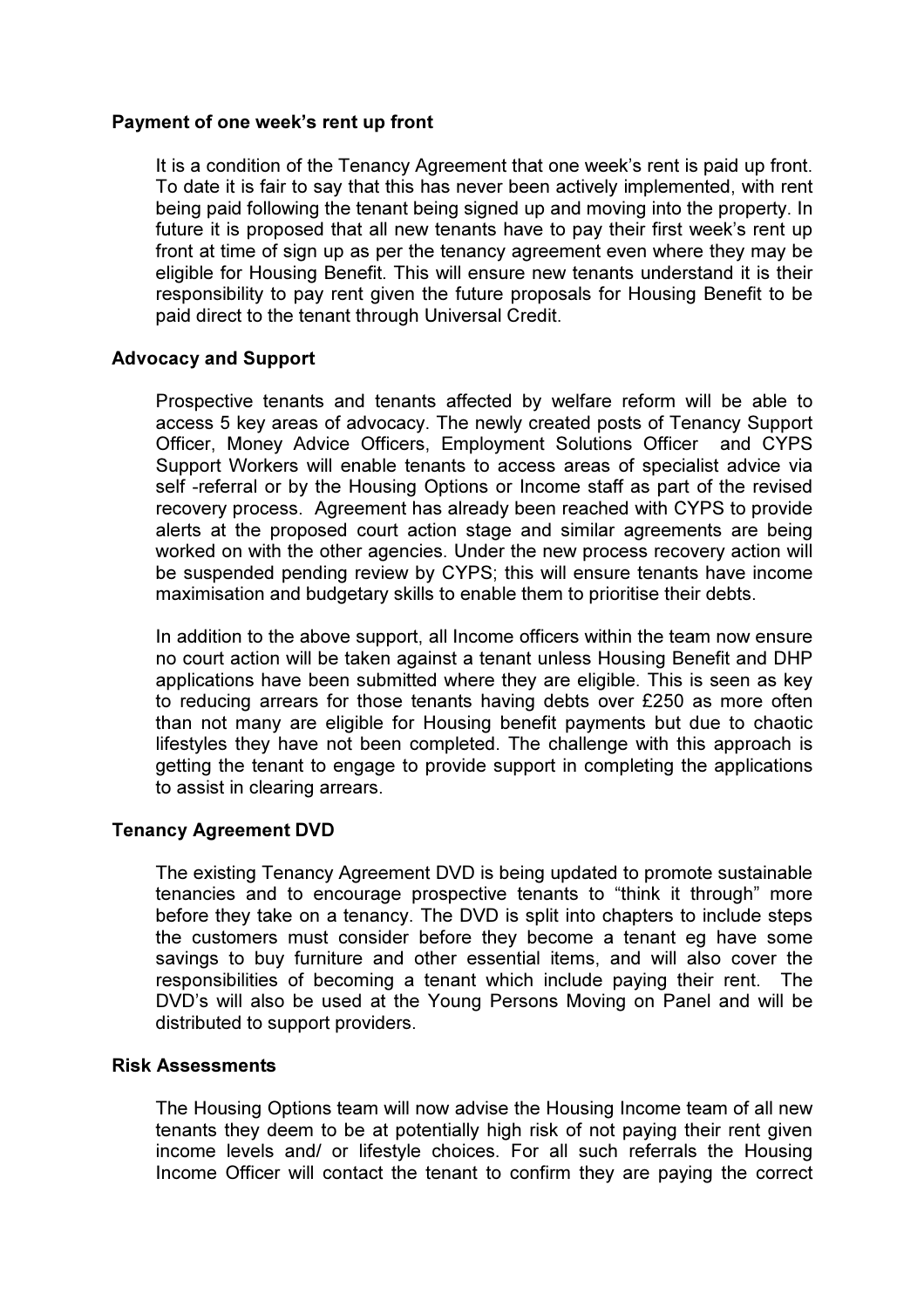**Payment of one week's rent up front**

It is a condition of the Tenancy Agreement that one week's rent is paid up front. To date it is fair to say that this has never been actively implemented, with rent being paid following the tenant being signed up and moving into the property. In future it is proposed that all new tenants have to pay their first week's rent up front at time of sign up as per the tenancy agreement even where they may be eligible for Housing Benefit. This will ensure new tenants understand it is their responsibility to pay rent given the future proposals for Housing Benefit to be paid direct to the tenant through Universal Credit.

**Advocacy and Support**

Prospective tenants and tenants affected by welfare reform will be able to access 5 key areas of advocacy. The newly created posts of Tenancy Support Officer, Money Advice Officers, Employment Solutions Officer and CYPS Support Workers will enable tenants to access areas of specialist advice via self -referral or by the Housing Options or Income staff as part of the revised recovery process. Agreement has already been reached with CYPS to provide alerts at the proposed court action stage and similar agreements are being worked on with the other agencies. Under the new process recovery action will be suspended pending review by CYPS; this will ensure tenants have income maximisation and budgetary skills to enable them to prioritise their debts.

In addition to the above support, all Income officers within the team now ensure no court action will be taken against a tenant unless Housing Benefit and DHP applications have been submitted where they are eligible. This is seen as key to reducing arrears for those tenants having debts over £250 as more often than not many are eligible for Housing benefit payments but due to chaotic lifestyles they have not been completed. The challenge with this approach is getting the tenant to engage to provide support in completing the applications to assist in clearing arrears.

**Tenancy Agreement DVD**

The existing Tenancy Agreement DVD is being updated to promote sustainable tenancies and to encourage prospective tenants to "think it through" more before they take on a tenancy. The DVD is split into chapters to include steps the customers must consider before they become a tenant eg have some savings to buy furniture and other essential items, and will also cover the responsibilities of becoming a tenant which include paying their rent. The DVD's will also be used at the Young Persons Moving on Panel and will be distributed to support providers.

**Risk Assessments**

The Housing Options team will now advise the Housing Income team of all new tenants they deem to be at potentially high risk of not paying their rent given income levels and/ or lifestyle choices. For all such referrals the Housing Income Officer will contact the tenant to confirm they are paying the correct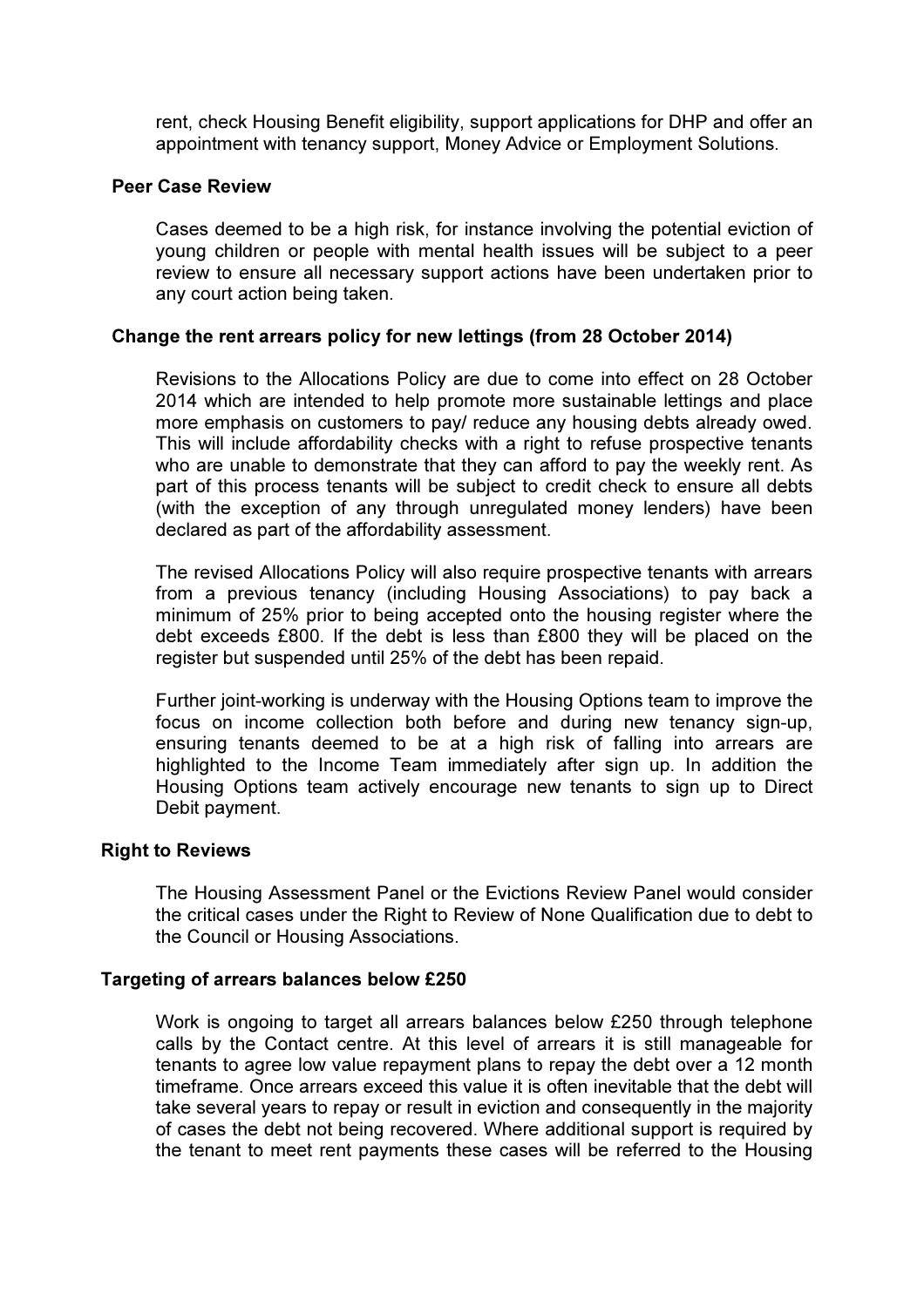rent, check Housing Benefit eligibility, support applications for DHP and offer an appointment with tenancy support, Money Advice or Employment Solutions.

**Peer Case Review**

Cases deemed to be a high risk, for instance involving the potential eviction of young children or people with mental health issues will be subject to a peer review to ensure all necessary support actions have been undertaken prior to any court action being taken.

**Change the rent arrears policy for new lettings (from 28 October 2014)**

Revisions to the Allocations Policy are due to come into effect on 28 October 2014 which are intended to help promote more sustainable lettings and place more emphasis on customers to pay/ reduce any housing debts already owed. This will include affordability checks with a right to refuse prospective tenants who are unable to demonstrate that they can afford to pay the weekly rent. As part of this process tenants will be subject to credit check to ensure all debts (with the exception of any through unregulated money lenders) have been declared as part of the affordability assessment.

The revised Allocations Policy will also require prospective tenants with arrears from a previous tenancy (including Housing Associations) to pay back a minimum of 25% prior to being accepted onto the housing register where the debt exceeds £800. If the debt is less than £800 they will be placed on the register but suspended until 25% of the debt has been repaid.

Further joint-working is underway with the Housing Options team to improve the focus on income collection both before and during new tenancy sign-up, ensuring tenants deemed to be at a high risk of falling into arrears are highlighted to the Income Team immediately after sign up. In addition the Housing Options team actively encourage new tenants to sign up to Direct Debit payment.

**Right to Reviews**

The Housing Assessment Panel or the Evictions Review Panel would consider the critical cases under the Right to Review of None Qualification due to debt to the Council or Housing Associations.

**Targeting of arrears balances below £250**

Work is ongoing to target all arrears balances below £250 through telephone calls by the Contact centre. At this level of arrears it is still manageable for tenants to agree low value repayment plans to repay the debt over a 12 month timeframe. Once arrears exceed this value it is often inevitable that the debt will take several years to repay or result in eviction and consequently in the majority of cases the debt not being recovered. Where additional support is required by the tenant to meet rent payments these cases will be referred to the Housing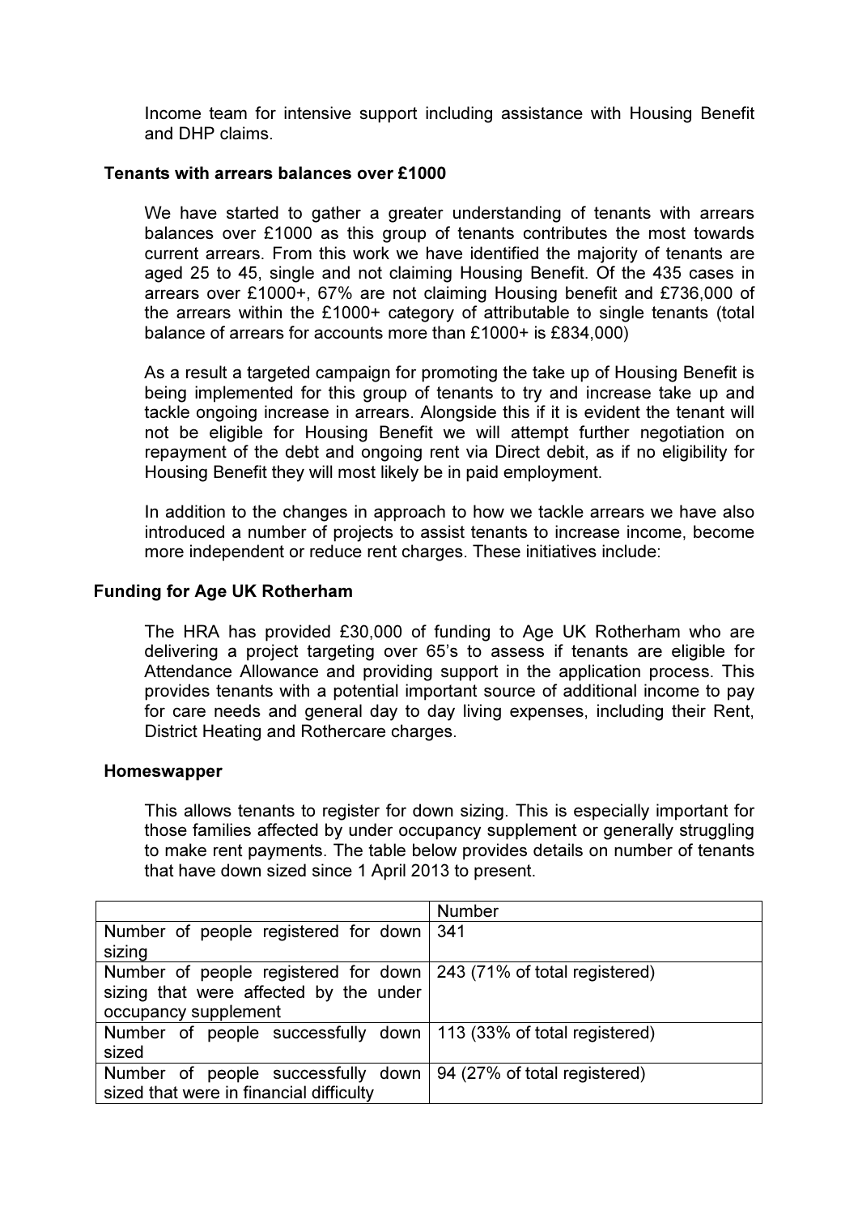Income team for intensive support including assistance with Housing Benefit and DHP claims.

**Tenants with arrears balances over £1000**

We have started to gather a greater understanding of tenants with arrears balances over £1000 as this group of tenants contributes the most towards current arrears. From this work we have identified the majority of tenants are aged 25 to 45, single and not claiming Housing Benefit. Of the 435 cases in arrears over £1000+, 67% are not claiming Housing benefit and £736,000 of the arrears within the £1000+ category of attributable to single tenants (total balance of arrears for accounts more than £1000+ is £834,000)

As a result a targeted campaign for promoting the take up of Housing Benefit is being implemented for this group of tenants to try and increase take up and tackle ongoing increase in arrears. Alongside this if it is evident the tenant will not be eligible for Housing Benefit we will attempt further negotiation on repayment of the debt and ongoing rent via Direct debit, as if no eligibility for Housing Benefit they will most likely be in paid employment.

In addition to the changes in approach to how we tackle arrears we have also introduced a number of projects to assist tenants to increase income, become more independent or reduce rent charges. These initiatives include:

**Funding for Age UK Rotherham**

The HRA has provided £30,000 of funding to Age UK Rotherham who are delivering a project targeting over 65's to assess if tenants are eligible for Attendance Allowance and providing support in the application process. This provides tenants with a potential important source of additional income to pay for care needs and general day to day living expenses, including their Rent, District Heating and Rothercare charges.

**Homeswapper**

This allows tenants to register for down sizing. This is especially important for those families affected by under occupancy supplement or generally struggling to make rent payments. The table below provides details on number of tenants that have down sized since 1 April 2013 to present.

| | Number |
|---|---|
| Number of people registered for down sizing | 341 |
| Number of people registered for down sizing that were affected by the under occupancy supplement | 243 (71% of total registered) |
| Number of people successfully down sized | 113 (33% of total registered) |
| Number of people successfully down sized that were in financial difficulty | 94 (27% of total registered) |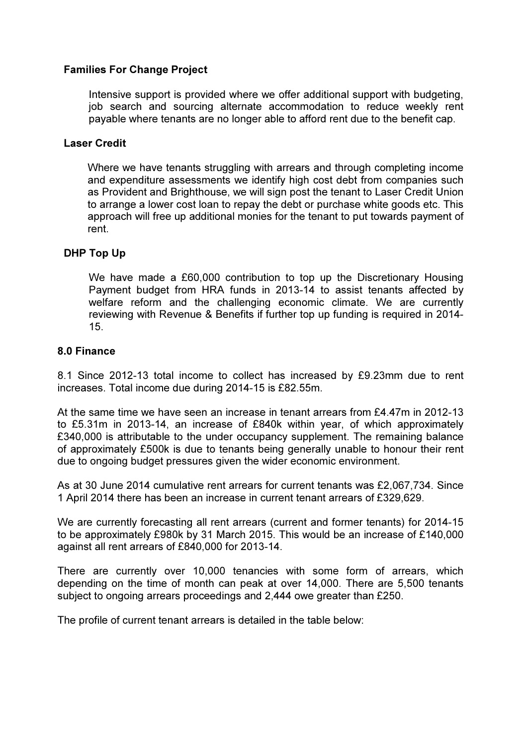**Families For Change Project**

Intensive support is provided where we offer additional support with budgeting, job search and sourcing alternate accommodation to reduce weekly rent payable where tenants are no longer able to afford rent due to the benefit cap.

**Laser Credit**

Where we have tenants struggling with arrears and through completing income and expenditure assessments we identify high cost debt from companies such as Provident and Brighthouse, we will sign post the tenant to Laser Credit Union to arrange a lower cost loan to repay the debt or purchase white goods etc. This approach will free up additional monies for the tenant to put towards payment of rent.

**DHP Top Up**

We have made a £60,000 contribution to top up the Discretionary Housing Payment budget from HRA funds in 2013-14 to assist tenants affected by welfare reform and the challenging economic climate. We are currently reviewing with Revenue & Benefits if further top up funding is required in 2014-15.

## 8.0 Finance

8.1 Since 2012-13 total income to collect has increased by £9.23mm due to rent increases. Total income due during 2014-15 is £82.55m.

At the same time we have seen an increase in tenant arrears from £4.47m in 2012-13 to £5.31m in 2013-14, an increase of £840k within year, of which approximately £340,000 is attributable to the under occupancy supplement. The remaining balance of approximately £500k is due to tenants being generally unable to honour their rent due to ongoing budget pressures given the wider economic environment.

As at 30 June 2014 cumulative rent arrears for current tenants was £2,067,734. Since 1 April 2014 there has been an increase in current tenant arrears of £329,629.

We are currently forecasting all rent arrears (current and former tenants) for 2014-15 to be approximately £980k by 31 March 2015. This would be an increase of £140,000 against all rent arrears of £840,000 for 2013-14.

There are currently over 10,000 tenancies with some form of arrears, which depending on the time of month can peak at over 14,000. There are 5,500 tenants subject to ongoing arrears proceedings and 2,444 owe greater than £250.

The profile of current tenant arrears is detailed in the table below: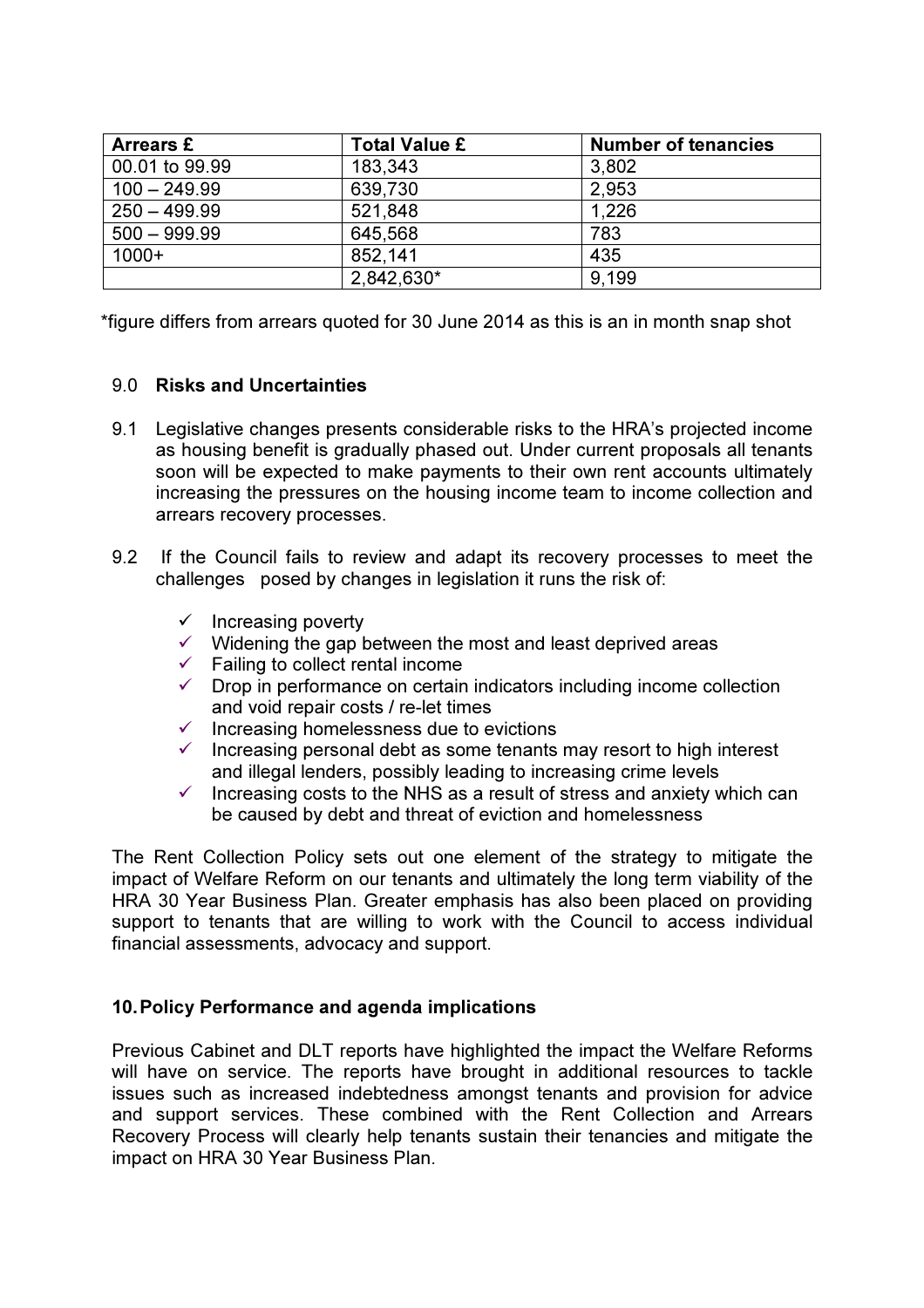| Arrears £ | Total Value £ | Number of tenancies |
|---|---|---|
| 00.01 to 99.99 | 183,343 | 3,802 |
| 100 – 249.99 | 639,730 | 2,953 |
| 250 – 499.99 | 521,848 | 1,226 |
| 500 – 999.99 | 645,568 | 783 |
| 1000+ | 852,141 | 435 |
| | 2,842,630* | 9,199 |

*figure differs from arrears quoted for 30 June 2014 as this is an in month snap shot

## 9.0 Risks and Uncertainties

9.1 Legislative changes presents considerable risks to the HRA's projected income as housing benefit is gradually phased out. Under current proposals all tenants soon will be expected to make payments to their own rent accounts ultimately increasing the pressures on the housing income team to income collection and arrears recovery processes.

9.2 If the Council fails to review and adapt its recovery processes to meet the challenges posed by changes in legislation it runs the risk of:

- ✓ Increasing poverty
- ✓ Widening the gap between the most and least deprived areas
- ✓ Failing to collect rental income
- ✓ Drop in performance on certain indicators including income collection and void repair costs / re-let times
- ✓ Increasing homelessness due to evictions
- ✓ Increasing personal debt as some tenants may resort to high interest and illegal lenders, possibly leading to increasing crime levels
- ✓ Increasing costs to the NHS as a result of stress and anxiety which can be caused by debt and threat of eviction and homelessness

The Rent Collection Policy sets out one element of the strategy to mitigate the impact of Welfare Reform on our tenants and ultimately the long term viability of the HRA 30 Year Business Plan. Greater emphasis has also been placed on providing support to tenants that are willing to work with the Council to access individual financial assessments, advocacy and support.

## 10. Policy Performance and agenda implications

Previous Cabinet and DLT reports have highlighted the impact the Welfare Reforms will have on service. The reports have brought in additional resources to tackle issues such as increased indebtedness amongst tenants and provision for advice and support services. These combined with the Rent Collection and Arrears Recovery Process will clearly help tenants sustain their tenancies and mitigate the impact on HRA 30 Year Business Plan.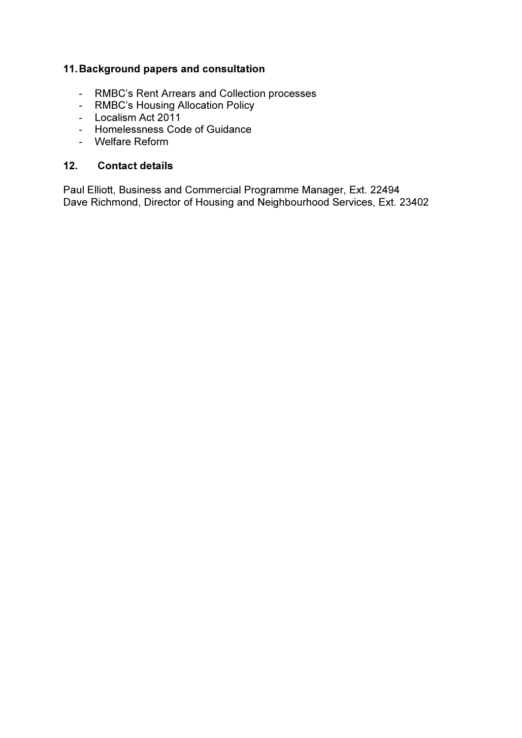## 11. Background papers and consultation

- RMBC's Rent Arrears and Collection processes
- RMBC's Housing Allocation Policy
- Localism Act 2011
- Homelessness Code of Guidance
- Welfare Reform

## 12. Contact details

Paul Elliott, Business and Commercial Programme Manager, Ext. 22494
Dave Richmond, Director of Housing and Neighbourhood Services, Ext. 23402